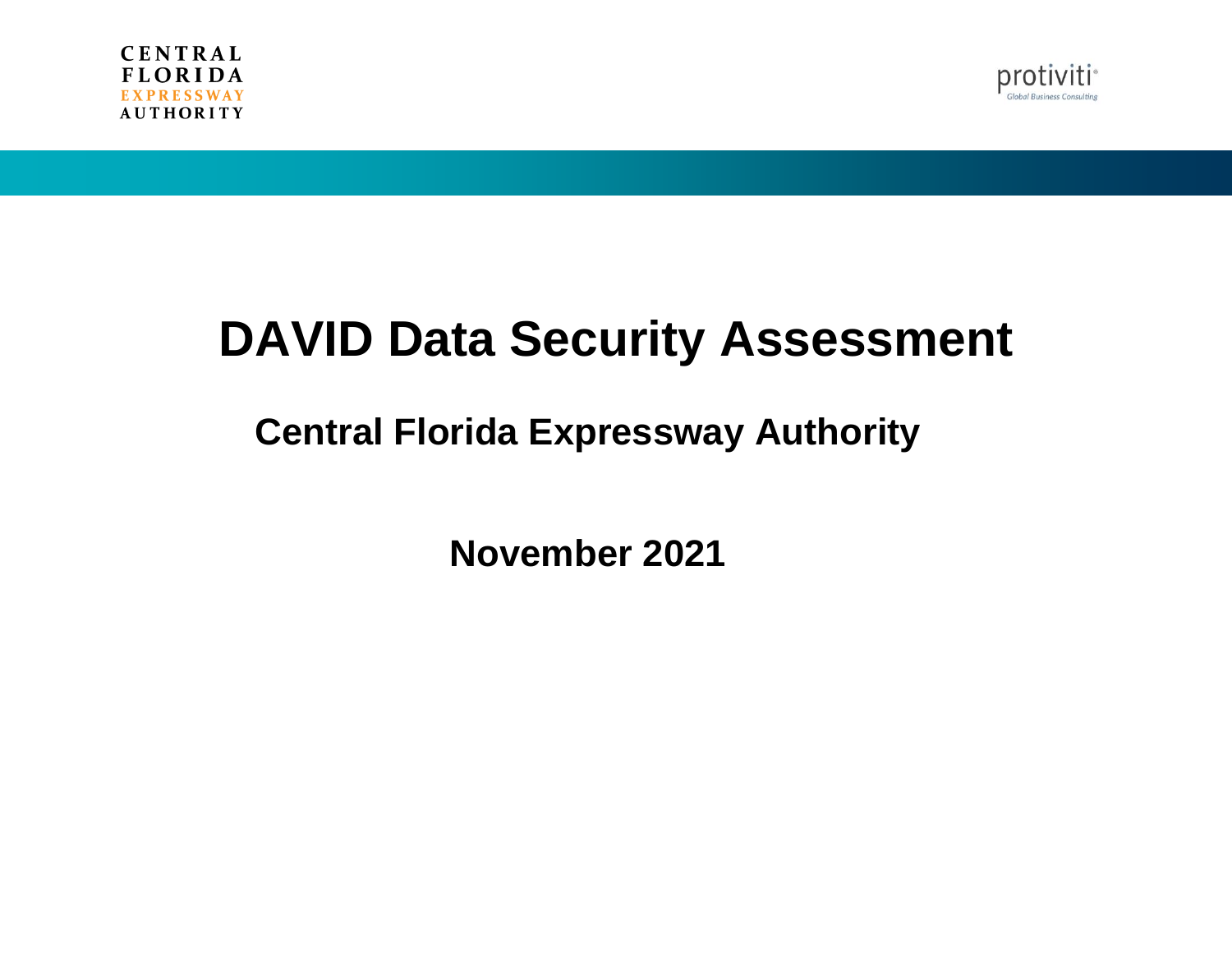CENTRAL FLORIDA EXPRESSWAY AUTHORITY

protiviti
Global Business Consulting

# DAVID Data Security Assessment

## Central Florida Expressway Authority

**November 2021**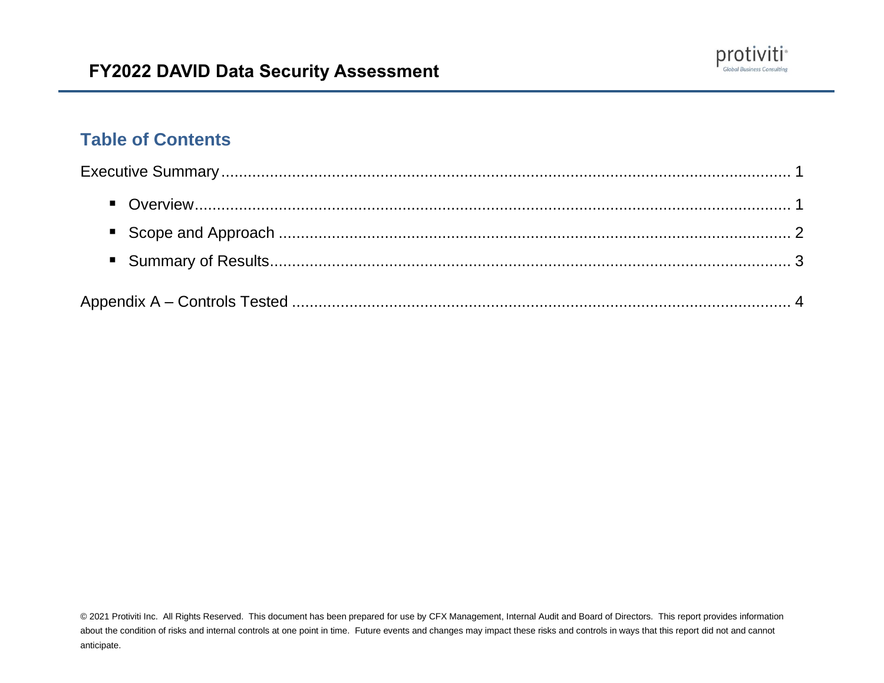## Table of Contents

Executive Summary ........................................................................................................................ 1

- Overview .................................................................................................................................. 1
- Scope and Approach ............................................................................................................... 2
- Summary of Results ................................................................................................................ 3

Appendix A – Controls Tested ....................................................................................................... 4

© 2021 Protiviti Inc. All Rights Reserved. This document has been prepared for use by CFX Management, Internal Audit and Board of Directors. This report provides information about the condition of risks and internal controls at one point in time. Future events and changes may impact these risks and controls in ways that this report did not and cannot anticipate.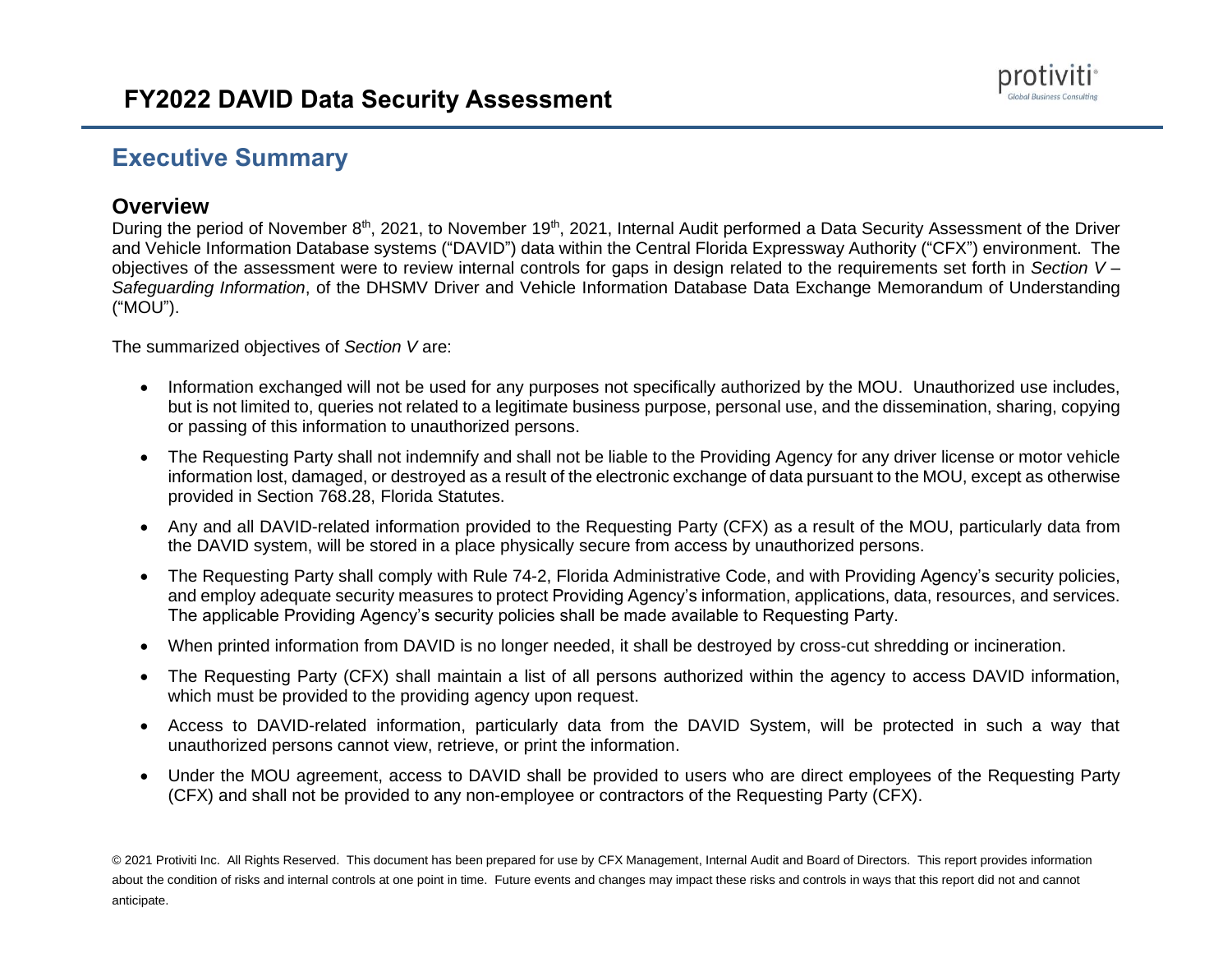# FY2022 DAVID Data Security Assessment

## Executive Summary

### Overview

During the period of November 8th, 2021, to November 19th, 2021, Internal Audit performed a Data Security Assessment of the Driver and Vehicle Information Database systems ("DAVID") data within the Central Florida Expressway Authority ("CFX") environment. The objectives of the assessment were to review internal controls for gaps in design related to the requirements set forth in *Section V – Safeguarding Information*, of the DHSMV Driver and Vehicle Information Database Data Exchange Memorandum of Understanding ("MOU").

The summarized objectives of *Section V* are:

- Information exchanged will not be used for any purposes not specifically authorized by the MOU. Unauthorized use includes, but is not limited to, queries not related to a legitimate business purpose, personal use, and the dissemination, sharing, copying or passing of this information to unauthorized persons.
- The Requesting Party shall not indemnify and shall not be liable to the Providing Agency for any driver license or motor vehicle information lost, damaged, or destroyed as a result of the electronic exchange of data pursuant to the MOU, except as otherwise provided in Section 768.28, Florida Statutes.
- Any and all DAVID-related information provided to the Requesting Party (CFX) as a result of the MOU, particularly data from the DAVID system, will be stored in a place physically secure from access by unauthorized persons.
- The Requesting Party shall comply with Rule 74-2, Florida Administrative Code, and with Providing Agency's security policies, and employ adequate security measures to protect Providing Agency's information, applications, data, resources, and services. The applicable Providing Agency's security policies shall be made available to Requesting Party.
- When printed information from DAVID is no longer needed, it shall be destroyed by cross-cut shredding or incineration.
- The Requesting Party (CFX) shall maintain a list of all persons authorized within the agency to access DAVID information, which must be provided to the providing agency upon request.
- Access to DAVID-related information, particularly data from the DAVID System, will be protected in such a way that unauthorized persons cannot view, retrieve, or print the information.
- Under the MOU agreement, access to DAVID shall be provided to users who are direct employees of the Requesting Party (CFX) and shall not be provided to any non-employee or contractors of the Requesting Party (CFX).

© 2021 Protiviti Inc. All Rights Reserved. This document has been prepared for use by CFX Management, Internal Audit and Board of Directors. This report provides information about the condition of risks and internal controls at one point in time. Future events and changes may impact these risks and controls in ways that this report did not and cannot anticipate.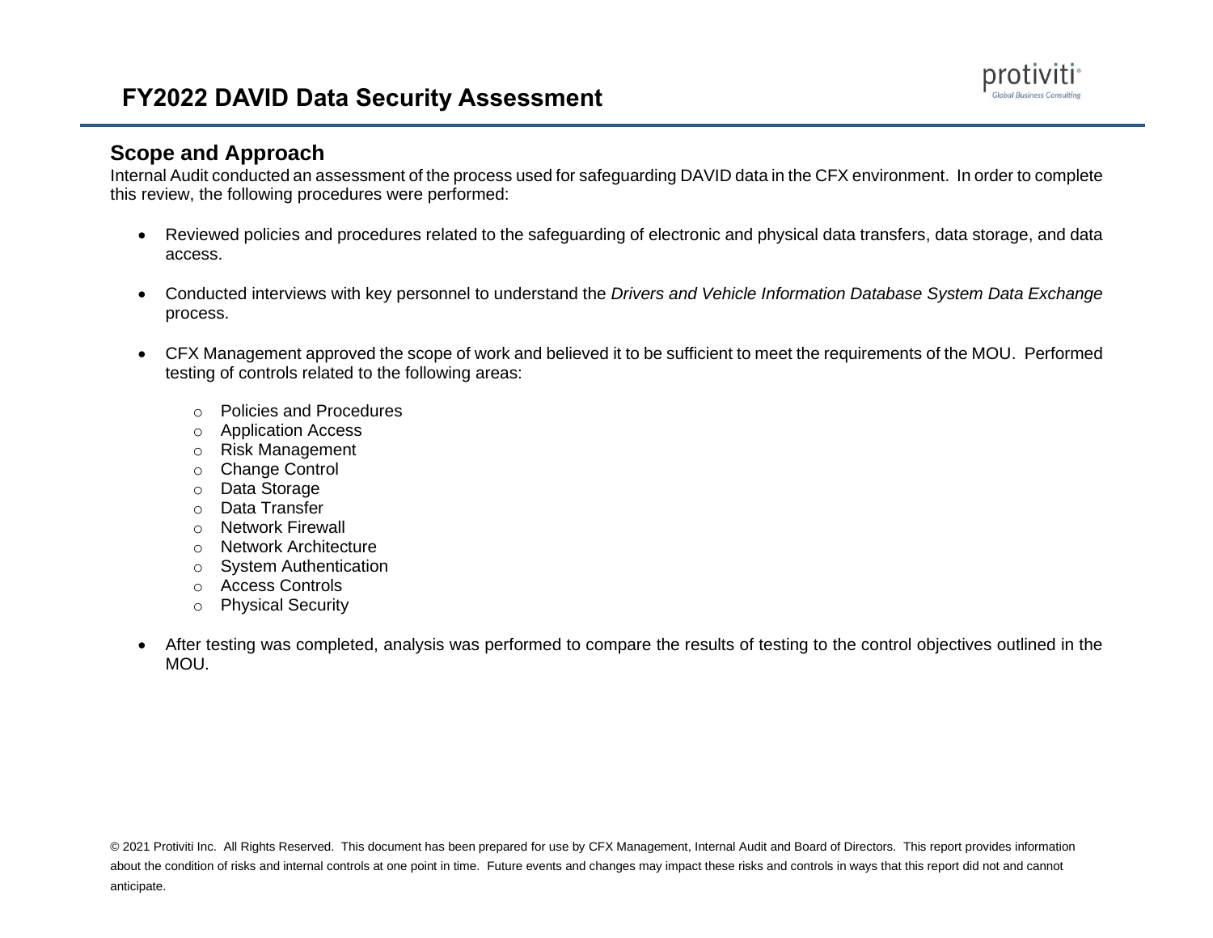# FY2022 DAVID Data Security Assessment

## Scope and Approach

Internal Audit conducted an assessment of the process used for safeguarding DAVID data in the CFX environment. In order to complete this review, the following procedures were performed:

- Reviewed policies and procedures related to the safeguarding of electronic and physical data transfers, data storage, and data access.
- Conducted interviews with key personnel to understand the *Drivers and Vehicle Information Database System Data Exchange* process.
- CFX Management approved the scope of work and believed it to be sufficient to meet the requirements of the MOU. Performed testing of controls related to the following areas:
  - Policies and Procedures
  - Application Access
  - Risk Management
  - Change Control
  - Data Storage
  - Data Transfer
  - Network Firewall
  - Network Architecture
  - System Authentication
  - Access Controls
  - Physical Security
- After testing was completed, analysis was performed to compare the results of testing to the control objectives outlined in the MOU.

© 2021 Protiviti Inc. All Rights Reserved. This document has been prepared for use by CFX Management, Internal Audit and Board of Directors. This report provides information about the condition of risks and internal controls at one point in time. Future events and changes may impact these risks and controls in ways that this report did not and cannot anticipate.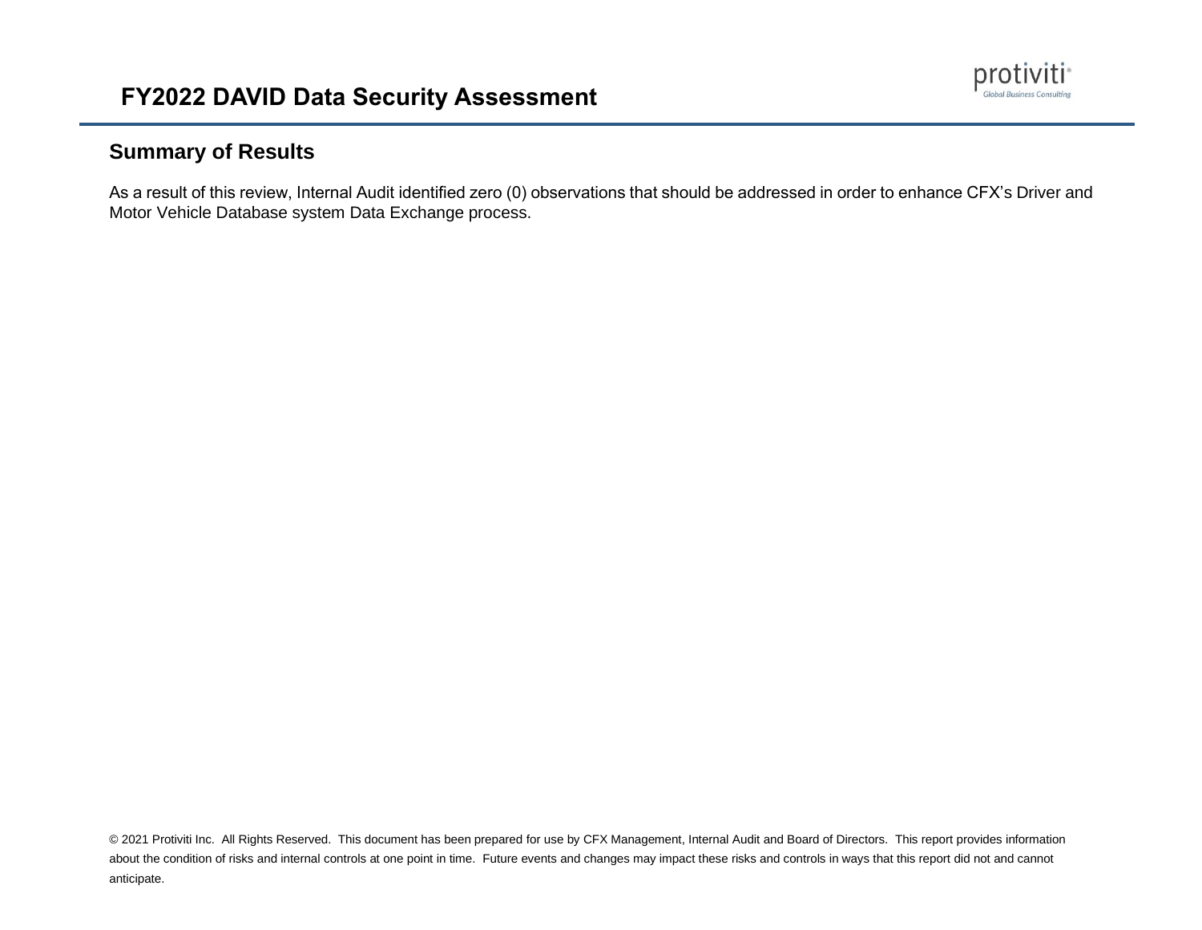# FY2022 DAVID Data Security Assessment

## Summary of Results

As a result of this review, Internal Audit identified zero (0) observations that should be addressed in order to enhance CFX's Driver and Motor Vehicle Database system Data Exchange process.

© 2021 Protiviti Inc. All Rights Reserved. This document has been prepared for use by CFX Management, Internal Audit and Board of Directors. This report provides information about the condition of risks and internal controls at one point in time. Future events and changes may impact these risks and controls in ways that this report did not and cannot anticipate.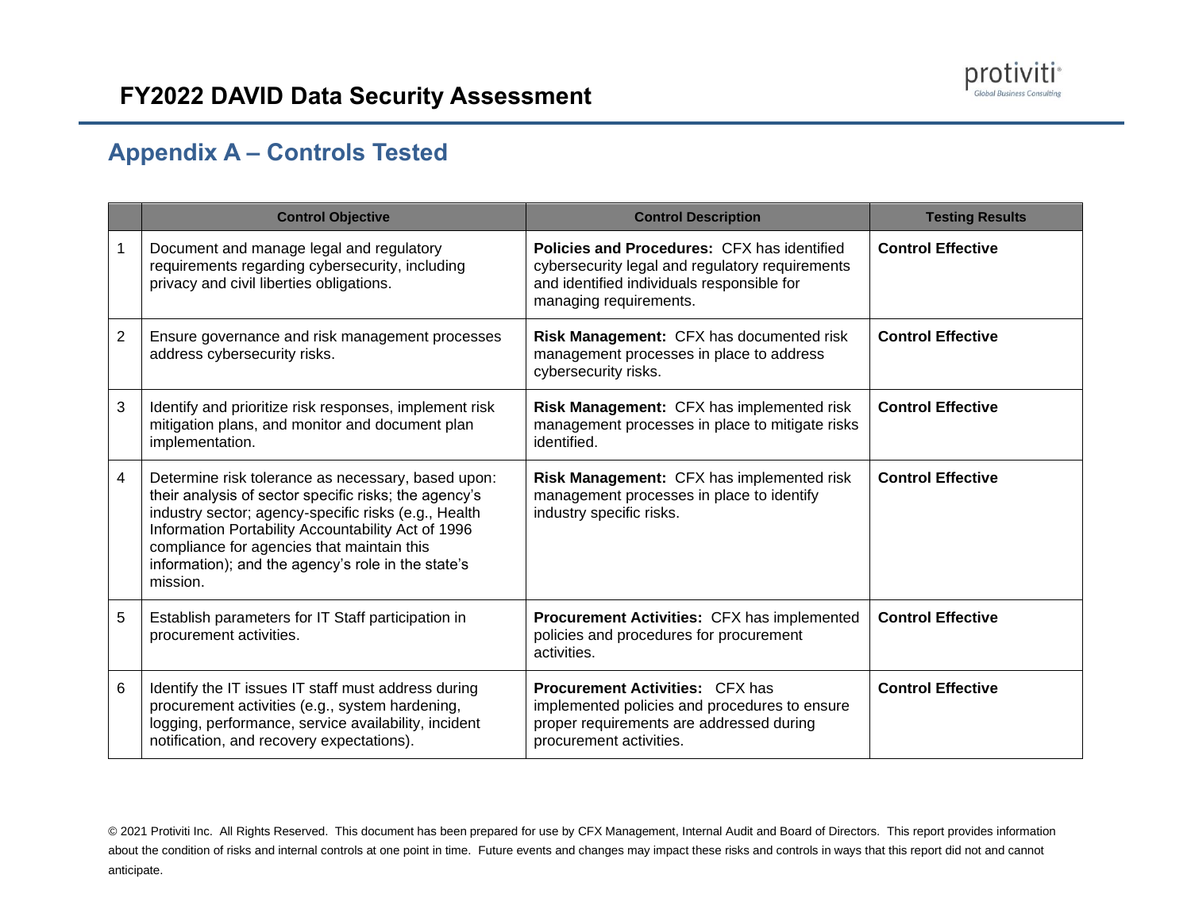## Appendix A – Controls Tested

| | Control Objective | Control Description | Testing Results |
|---|---|---|---|
| 1 | Document and manage legal and regulatory requirements regarding cybersecurity, including privacy and civil liberties obligations. | **Policies and Procedures:** CFX has identified cybersecurity legal and regulatory requirements and identified individuals responsible for managing requirements. | **Control Effective** |
| 2 | Ensure governance and risk management processes address cybersecurity risks. | **Risk Management:** CFX has documented risk management processes in place to address cybersecurity risks. | **Control Effective** |
| 3 | Identify and prioritize risk responses, implement risk mitigation plans, and monitor and document plan implementation. | **Risk Management:** CFX has implemented risk management processes in place to mitigate risks identified. | **Control Effective** |
| 4 | Determine risk tolerance as necessary, based upon: their analysis of sector specific risks; the agency's industry sector; agency-specific risks (e.g., Health Information Portability Accountability Act of 1996 compliance for agencies that maintain this information); and the agency's role in the state's mission. | **Risk Management:** CFX has implemented risk management processes in place to identify industry specific risks. | **Control Effective** |
| 5 | Establish parameters for IT Staff participation in procurement activities. | **Procurement Activities:** CFX has implemented policies and procedures for procurement activities. | **Control Effective** |
| 6 | Identify the IT issues IT staff must address during procurement activities (e.g., system hardening, logging, performance, service availability, incident notification, and recovery expectations). | **Procurement Activities:** CFX has implemented policies and procedures to ensure proper requirements are addressed during procurement activities. | **Control Effective** |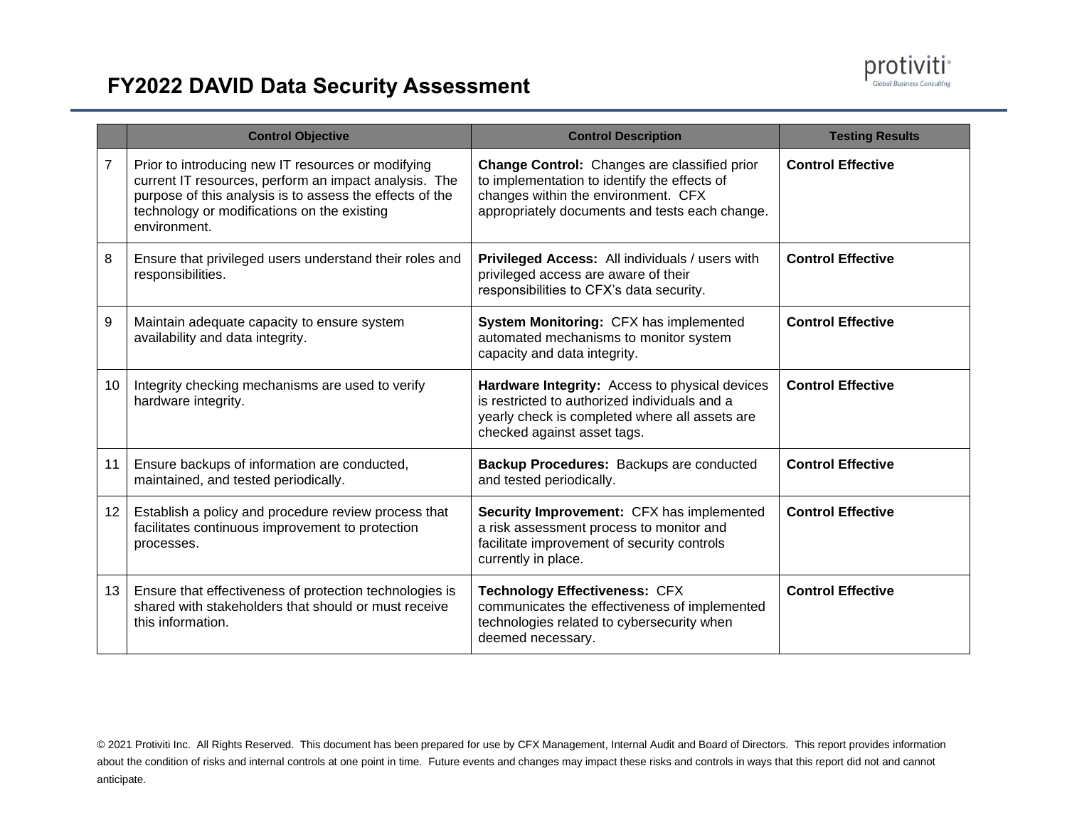# FY2022 DAVID Data Security Assessment

| | Control Objective | Control Description | Testing Results |
|---|---|---|---|
| 7 | Prior to introducing new IT resources or modifying current IT resources, perform an impact analysis. The purpose of this analysis is to assess the effects of the technology or modifications on the existing environment. | **Change Control:** Changes are classified prior to implementation to identify the effects of changes within the environment. CFX appropriately documents and tests each change. | **Control Effective** |
| 8 | Ensure that privileged users understand their roles and responsibilities. | **Privileged Access:** All individuals / users with privileged access are aware of their responsibilities to CFX's data security. | **Control Effective** |
| 9 | Maintain adequate capacity to ensure system availability and data integrity. | **System Monitoring:** CFX has implemented automated mechanisms to monitor system capacity and data integrity. | **Control Effective** |
| 10 | Integrity checking mechanisms are used to verify hardware integrity. | **Hardware Integrity:** Access to physical devices is restricted to authorized individuals and a yearly check is completed where all assets are checked against asset tags. | **Control Effective** |
| 11 | Ensure backups of information are conducted, maintained, and tested periodically. | **Backup Procedures:** Backups are conducted and tested periodically. | **Control Effective** |
| 12 | Establish a policy and procedure review process that facilitates continuous improvement to protection processes. | **Security Improvement:** CFX has implemented a risk assessment process to monitor and facilitate improvement of security controls currently in place. | **Control Effective** |
| 13 | Ensure that effectiveness of protection technologies is shared with stakeholders that should or must receive this information. | **Technology Effectiveness:** CFX communicates the effectiveness of implemented technologies related to cybersecurity when deemed necessary. | **Control Effective** |

© 2021 Protiviti Inc. All Rights Reserved. This document has been prepared for use by CFX Management, Internal Audit and Board of Directors. This report provides information about the condition of risks and internal controls at one point in time. Future events and changes may impact these risks and controls in ways that this report did not and cannot anticipate.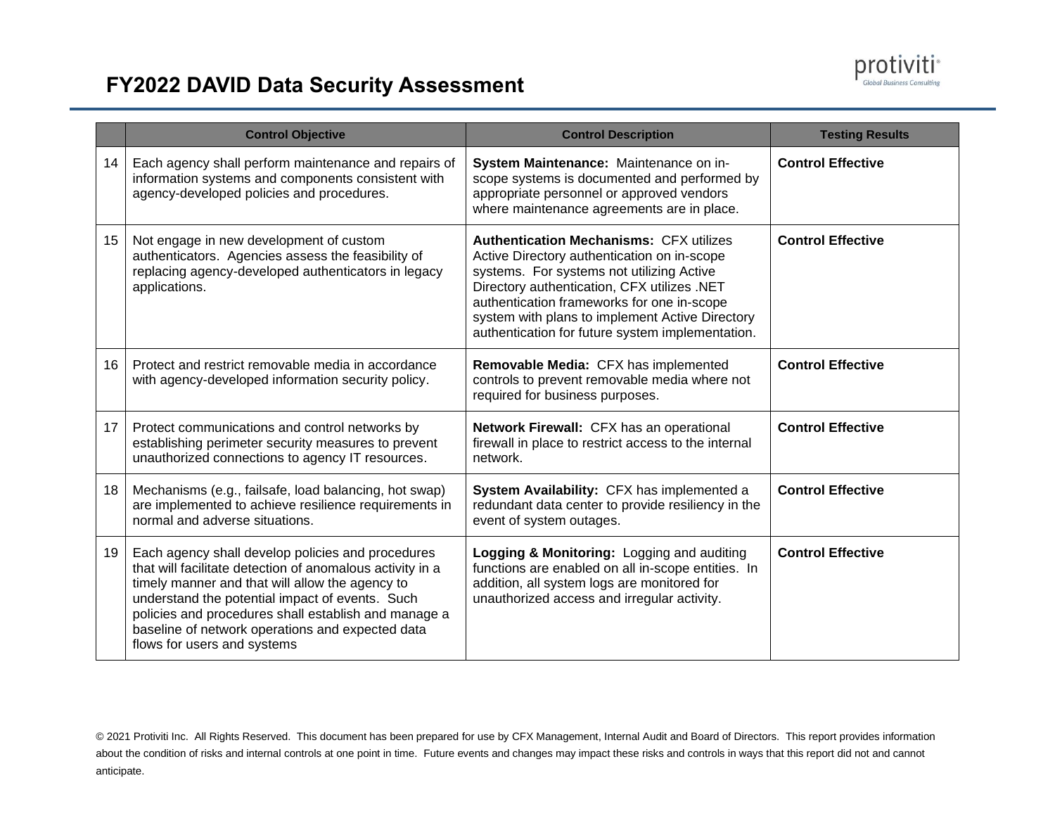# FY2022 DAVID Data Security Assessment

| | Control Objective | Control Description | Testing Results |
|---|---|---|---|
| 14 | Each agency shall perform maintenance and repairs of information systems and components consistent with agency-developed policies and procedures. | **System Maintenance:** Maintenance on in-scope systems is documented and performed by appropriate personnel or approved vendors where maintenance agreements are in place. | **Control Effective** |
| 15 | Not engage in new development of custom authenticators. Agencies assess the feasibility of replacing agency-developed authenticators in legacy applications. | **Authentication Mechanisms:** CFX utilizes Active Directory authentication on in-scope systems. For systems not utilizing Active Directory authentication, CFX utilizes .NET authentication frameworks for one in-scope system with plans to implement Active Directory authentication for future system implementation. | **Control Effective** |
| 16 | Protect and restrict removable media in accordance with agency-developed information security policy. | **Removable Media:** CFX has implemented controls to prevent removable media where not required for business purposes. | **Control Effective** |
| 17 | Protect communications and control networks by establishing perimeter security measures to prevent unauthorized connections to agency IT resources. | **Network Firewall:** CFX has an operational firewall in place to restrict access to the internal network. | **Control Effective** |
| 18 | Mechanisms (e.g., failsafe, load balancing, hot swap) are implemented to achieve resilience requirements in normal and adverse situations. | **System Availability:** CFX has implemented a redundant data center to provide resiliency in the event of system outages. | **Control Effective** |
| 19 | Each agency shall develop policies and procedures that will facilitate detection of anomalous activity in a timely manner and that will allow the agency to understand the potential impact of events. Such policies and procedures shall establish and manage a baseline of network operations and expected data flows for users and systems | **Logging & Monitoring:** Logging and auditing functions are enabled on all in-scope entities. In addition, all system logs are monitored for unauthorized access and irregular activity. | **Control Effective** |

© 2021 Protiviti Inc. All Rights Reserved. This document has been prepared for use by CFX Management, Internal Audit and Board of Directors. This report provides information about the condition of risks and internal controls at one point in time. Future events and changes may impact these risks and controls in ways that this report did not and cannot anticipate.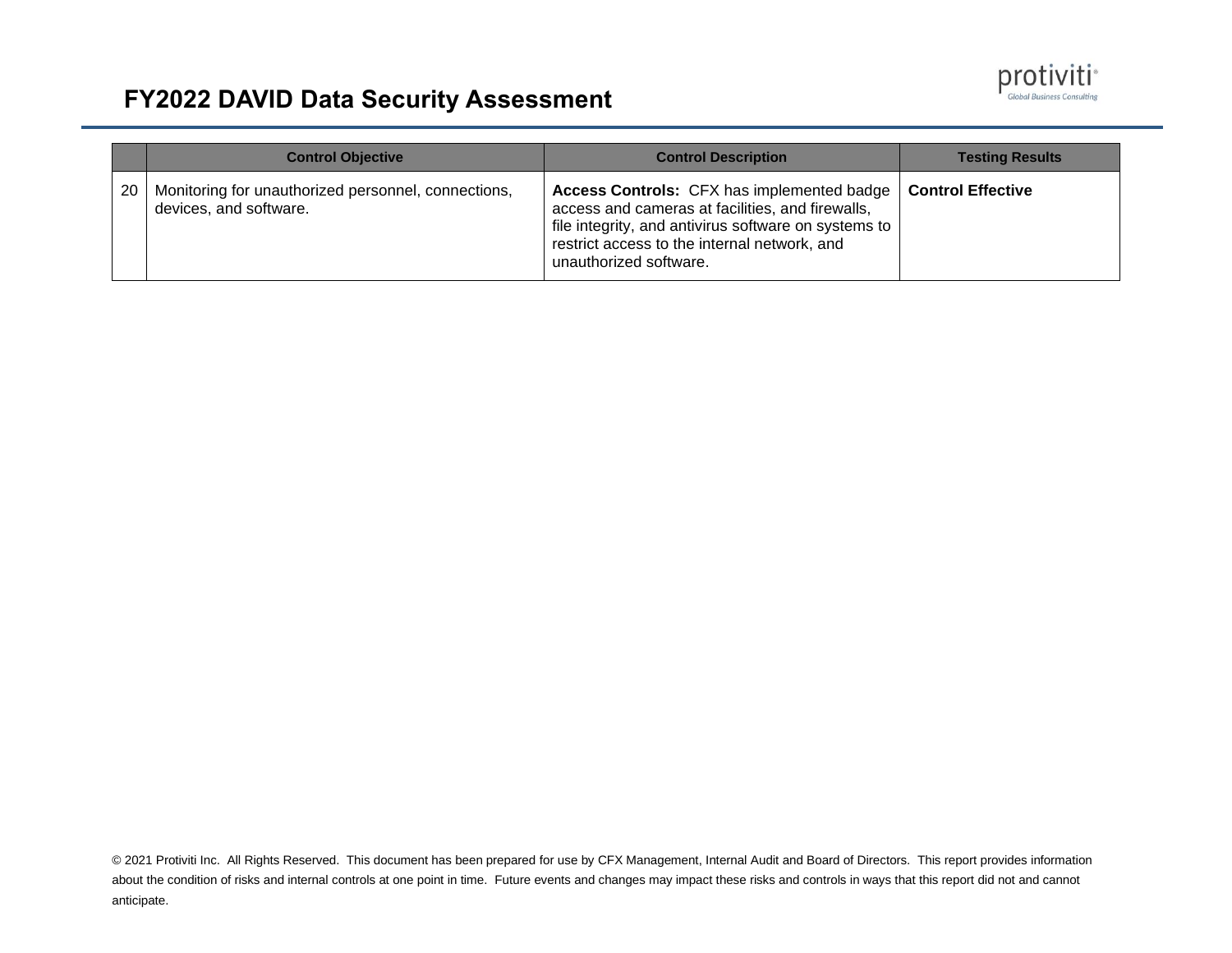| | Control Objective | Control Description | Testing Results |
|---|---|---|---|
| 20 | Monitoring for unauthorized personnel, connections, devices, and software. | **Access Controls:** CFX has implemented badge access and cameras at facilities, and firewalls, file integrity, and antivirus software on systems to restrict access to the internal network, and unauthorized software. | **Control Effective** |

© 2021 Protiviti Inc. All Rights Reserved. This document has been prepared for use by CFX Management, Internal Audit and Board of Directors. This report provides information about the condition of risks and internal controls at one point in time. Future events and changes may impact these risks and controls in ways that this report did not and cannot anticipate.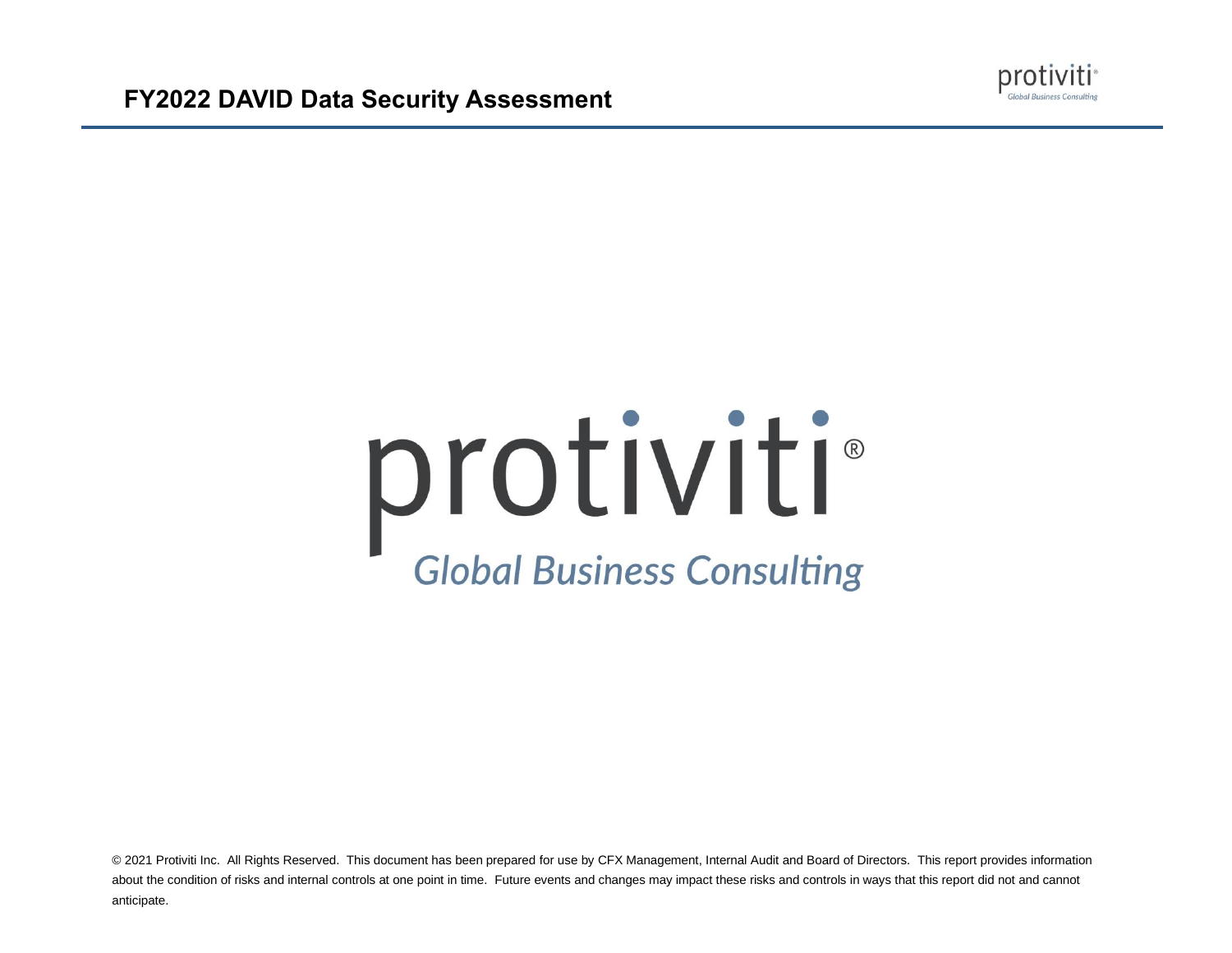**FY2022 DAVID Data Security Assessment**

protiviti®

Global Business Consulting

© 2021 Protiviti Inc. All Rights Reserved. This document has been prepared for use by CFX Management, Internal Audit and Board of Directors. This report provides information about the condition of risks and internal controls at one point in time. Future events and changes may impact these risks and controls in ways that this report did not and cannot anticipate.